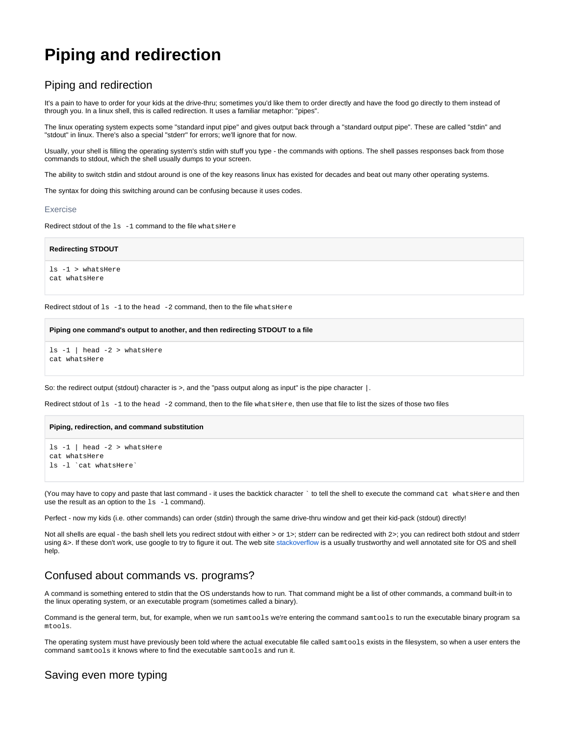# Piping and redirection

## Piping and redirection

It's a pain to have to order for your kids at the drive-thru; sometimes you'd like them to order directly and have the food go directly to them instead of through you. In a linux shell, this is called redirection. It uses a familiar metaphor: "pipes".

The linux operating system expects some "standard input pipe" and gives output back through a "standard output pipe". These are called "stdin" and "stdout" in linux. There's also a special "stderr" for errors; we'll ignore that for now.

Usually, your shell is filling the operating system's stdin with stuff you type - the commands with options. The shell passes responses back from those commands to stdout, which the shell usually dumps to your screen.

The ability to switch stdin and stdout around is one of the key reasons linux has existed for decades and beat out many other operating systems.

The syntax for doing this switching around can be confusing because it uses codes.

### Exercise

Redirect stdout of the `ls -1` command to the file `whatsHere`

**Redirecting STDOUT**

```
ls -1 > whatsHere
cat whatsHere
```

Redirect stdout of `ls -1` to the `head -2` command, then to the file `whatsHere`

**Piping one command's output to another, and then redirecting STDOUT to a file**

```
ls -1 | head -2 > whatsHere
cat whatsHere
```

So: the redirect output (stdout) character is >, and the "pass output along as input" is the pipe character `|`.

Redirect stdout of `ls -1` to the `head -2` command, then to the file `whatsHere`, then use that file to list the sizes of those two files

**Piping, redirection, and command substitution**

```
ls -1 | head -2 > whatsHere
cat whatsHere
ls -l `cat whatsHere`
```

(You may have to copy and paste that last command - it uses the backtick character ` to tell the shell to execute the command `cat whatsHere` and then use the result as an option to the `ls -l` command).

Perfect - now my kids (i.e. other commands) can order (stdin) through the same drive-thru window and get their kid-pack (stdout) directly!

Not all shells are equal - the bash shell lets you redirect stdout with either > or `1>`; stderr can be redirected with `2>`; you can redirect both stdout and stderr using `&>`. If these don't work, use google to try to figure it out. The web site stackoverflow is a usually trustworthy and well annotated site for OS and shell help.

## Confused about commands vs. programs?

A command is something entered to stdin that the OS understands how to run. That command might be a list of other commands, a command built-in to the linux operating system, or an executable program (sometimes called a binary).

Command is the general term, but, for example, when we run `samtools` we're entering the command `samtools` to run the executable binary program `samtools`.

The operating system must have previously been told where the actual executable file called `samtools` exists in the filesystem, so when a user enters the command `samtools` it knows where to find the executable `samtools` and run it.

## Saving even more typing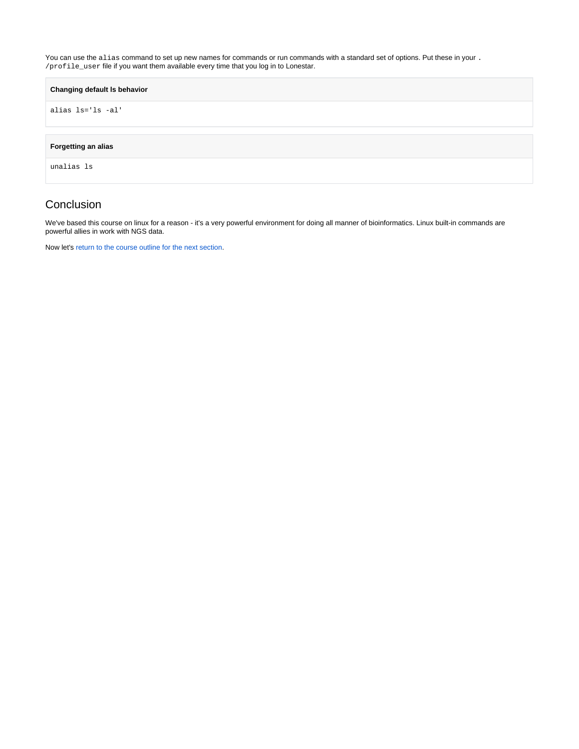You can use the `alias` command to set up new names for commands or run commands with a standard set of options. Put these in your `./profile_user` file if you want them available every time that you log in to Lonestar.

**Changing default ls behavior**

```
alias ls='ls -al'
```

**Forgetting an alias**

```
unalias ls
```

## Conclusion

We've based this course on linux for a reason - it's a very powerful environment for doing all manner of bioinformatics. Linux built-in commands are powerful allies in work with NGS data.

Now let's return to the course outline for the next section.